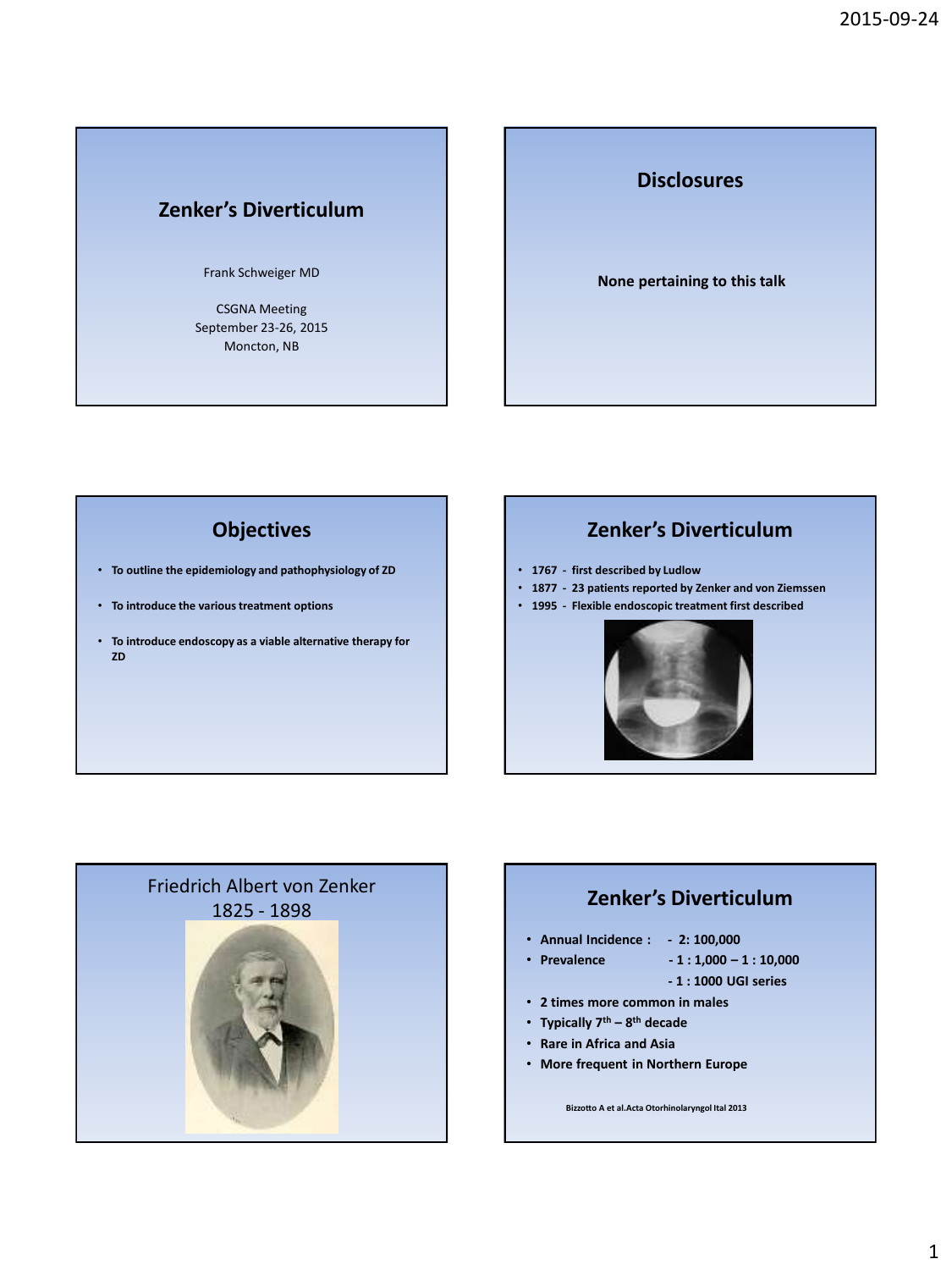## Zenker's Diverticulum

Frank Schweiger MD

CSGNA Meeting
September 23-26, 2015
Moncton, NB

## Disclosures

**None pertaining to this talk**

## Objectives

- **To outline the epidemiology and pathophysiology of ZD**
- **To introduce the various treatment options**
- **To introduce endoscopy as a viable alternative therapy for ZD**

## Zenker's Diverticulum

- **1767 - first described by Ludlow**
- **1877 - 23 patients reported by Zenker and von Ziemssen**
- **1995 - Flexible endoscopic treatment first described**

## Friedrich Albert von Zenker
## 1825 - 1898

## Zenker's Diverticulum

- **Annual Incidence : - 2: 100,000**
- **Prevalence - 1 : 1,000 – 1 : 10,000**
  **- 1 : 1000 UGI series**
- **2 times more common in males**
- **Typically 7th – 8th decade**
- **Rare in Africa and Asia**
- **More frequent in Northern Europe**

**Bizzotto A et al.Acta Otorhinolaryngol Ital 2013**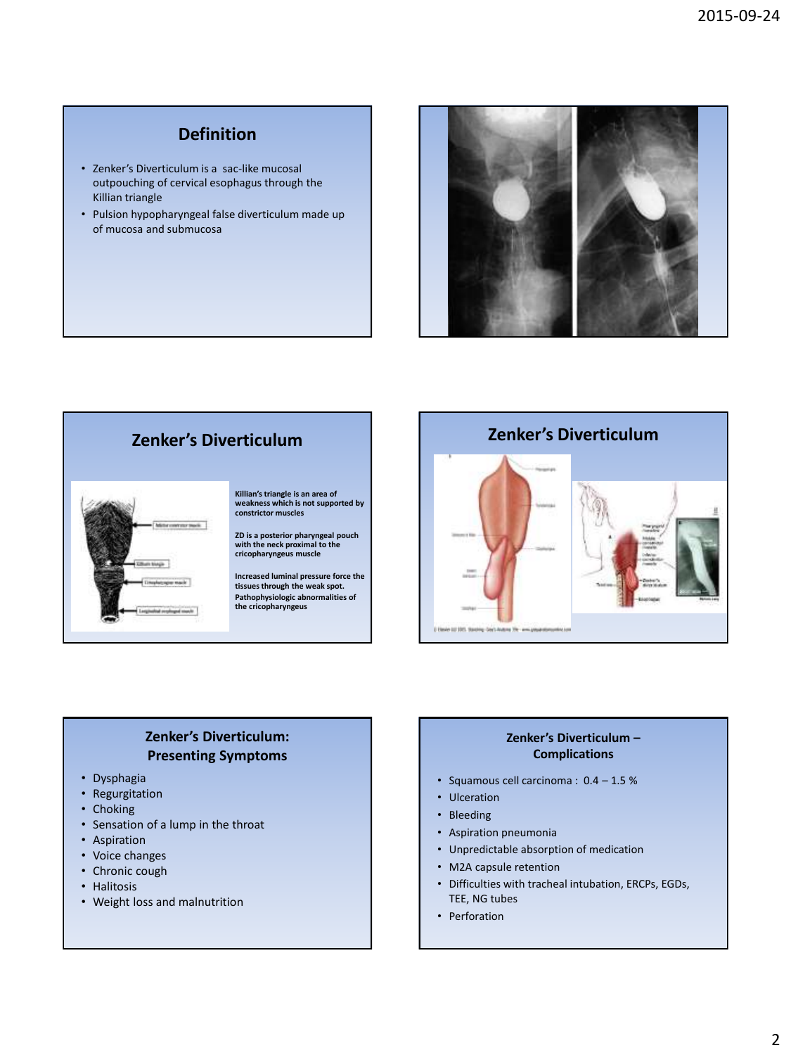## Definition

- Zenker's Diverticulum is a sac-like mucosal outpouching of cervical esophagus through the Killian triangle
- Pulsion hypopharyngeal false diverticulum made up of mucosa and submucosa

## Zenker's Diverticulum

**Killian's triangle is an area of weakness which is not supported by constrictor muscles**

**ZD is a posterior pharyngeal pouch with the neck proximal to the cricopharyngeus muscle**

**Increased luminal pressure force the tissues through the weak spot. Pathophysiologic abnormalities of the cricopharyngeus**

## Zenker's Diverticulum

## Zenker's Diverticulum: Presenting Symptoms

- Dysphagia
- Regurgitation
- Choking
- Sensation of a lump in the throat
- Aspiration
- Voice changes
- Chronic cough
- Halitosis
- Weight loss and malnutrition

## Zenker's Diverticulum – Complications

- Squamous cell carcinoma : 0.4 – 1.5 %
- Ulceration
- Bleeding
- Aspiration pneumonia
- Unpredictable absorption of medication
- M2A capsule retention
- Difficulties with tracheal intubation, ERCPs, EGDs, TEE, NG tubes
- Perforation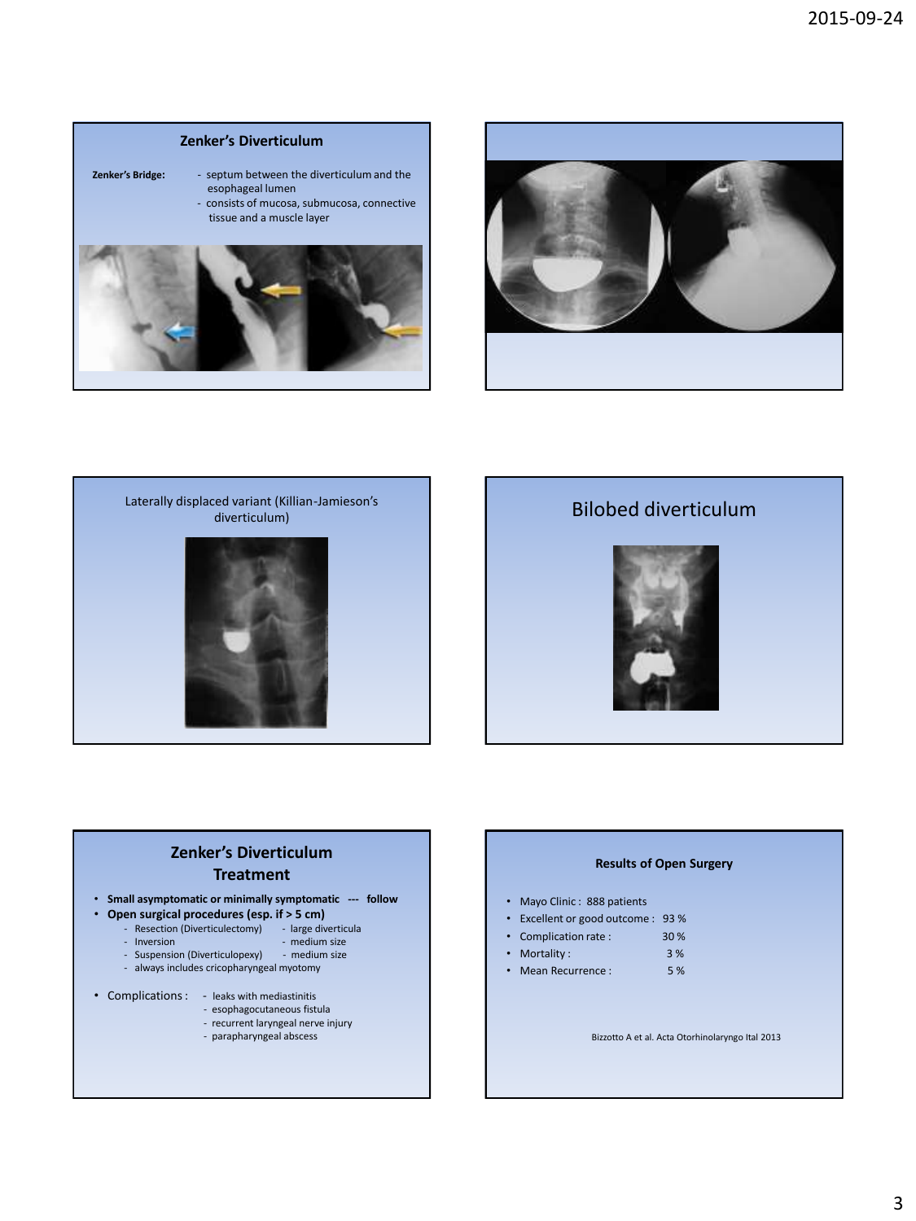## Zenker's Diverticulum

**Zenker's Bridge:**
- septum between the diverticulum and the esophageal lumen
- consists of mucosa, submucosa, connective tissue and a muscle layer

Laterally displaced variant (Killian-Jamieson's diverticulum)

## Bilobed diverticulum

## Zenker's Diverticulum Treatment

- **Small asymptomatic or minimally symptomatic --- follow**
- **Open surgical procedures (esp. if > 5 cm)**
  - Resection (Diverticulectomy) - large diverticula
  - Inversion - medium size
  - Suspension (Diverticulopexy) - medium size
  - always includes cricopharyngeal myotomy
- Complications :
  - leaks with mediastinitis
  - esophagocutaneous fistula
  - recurrent laryngeal nerve injury
  - parapharyngeal abscess

**Results of Open Surgery**

- Mayo Clinic : 888 patients
- Excellent or good outcome : 93 %
- Complication rate : 30 %
- Mortality : 3 %
- Mean Recurrence : 5 %

Bizzotto A et al. Acta Otorhinolaryngo Ital 2013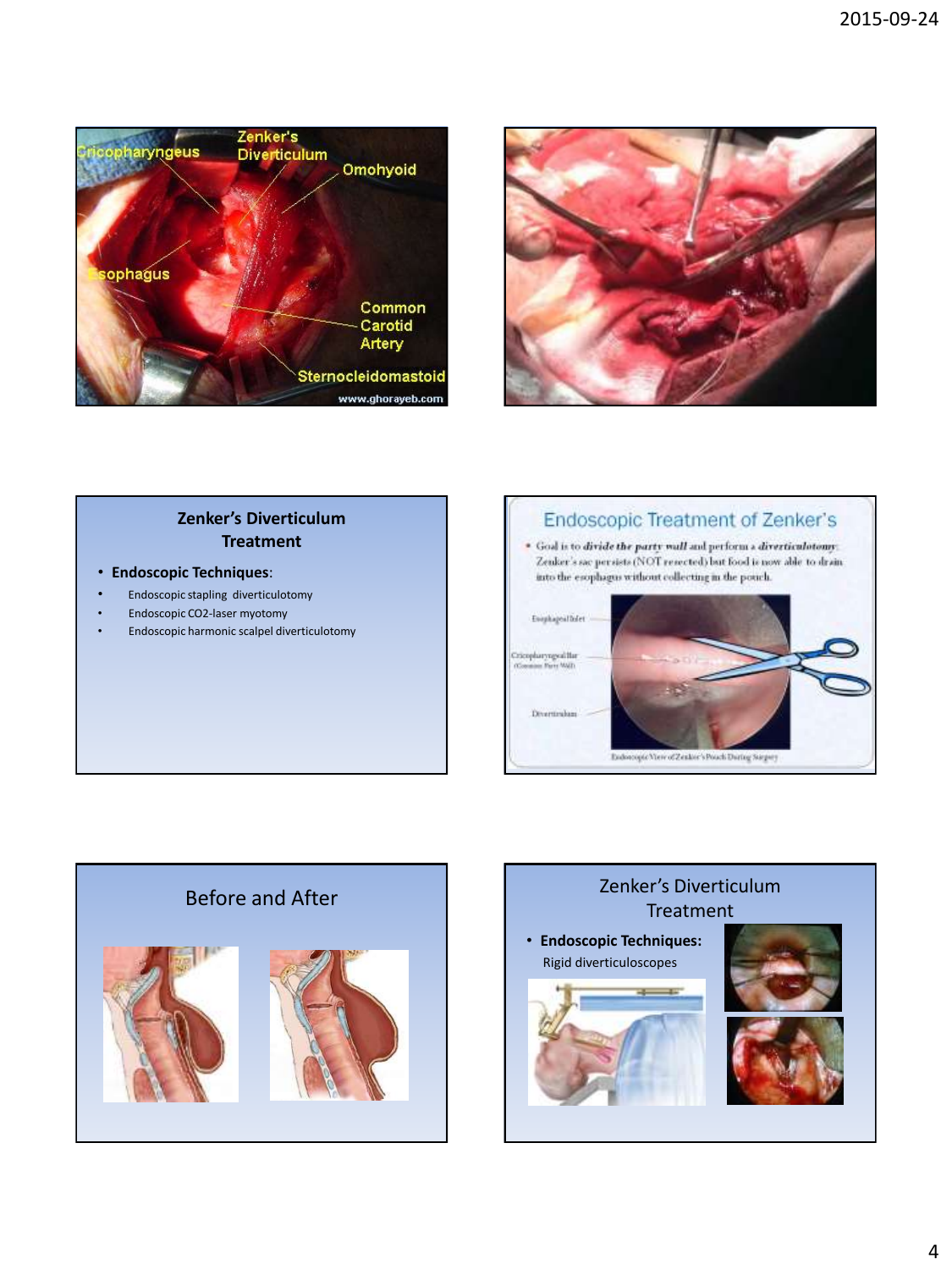Cricopharyngeus

Zenker's Diverticulum

Omohyoid

Esophagus

Common Carotid Artery

Sternocleidomastoid

www.ghorayeb.com

## Zenker's Diverticulum Treatment

- **Endoscopic Techniques**:
  - Endoscopic stapling diverticulotomy
  - Endoscopic CO2-laser myotomy
  - Endoscopic harmonic scalpel diverticulotomy

## Endoscopic Treatment of Zenker's

- Goal is to *divide the party wall* and perform a *diverticulotomy*: Zenker's sac persists (NOT resected) but food is now able to drain into the esophagus without collecting in the pouch.

Esophageal Inlet

Cricopharyngeal Bar (Common Party Wall)

Diverticulum

Endoscopic View of Zenker's Pouch During Surgery

## Before and After

## Zenker's Diverticulum Treatment

- **Endoscopic Techniques:**

  Rigid diverticuloscopes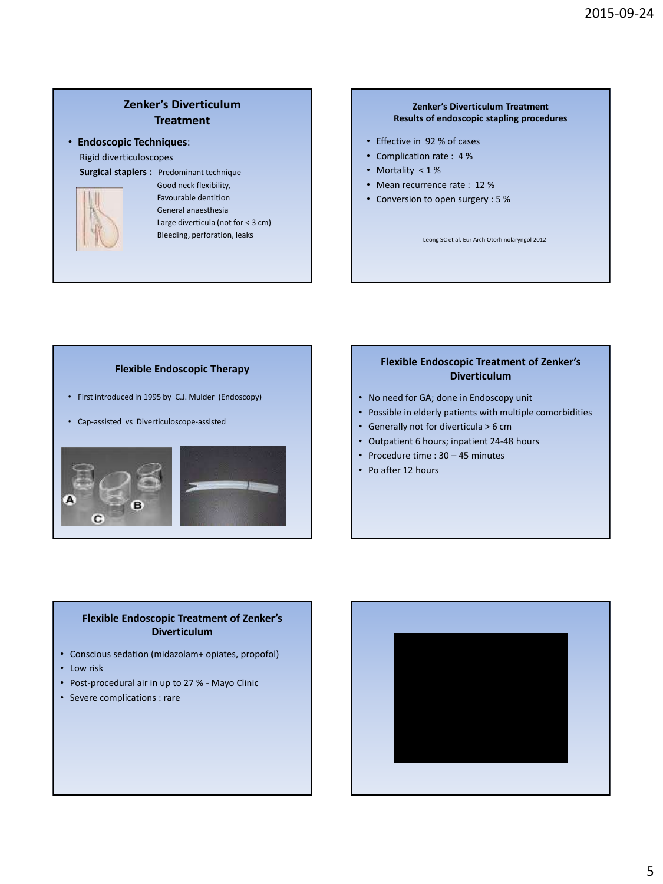## Zenker's Diverticulum Treatment

- **Endoscopic Techniques**:

  Rigid diverticuloscopes

  **Surgical staplers :** Predominant technique

  Good neck flexibility,

  Favourable dentition

  General anaesthesia

  Large diverticula (not for < 3 cm)

  Bleeding, perforation, leaks

## Zenker's Diverticulum Treatment
### Results of endoscopic stapling procedures

- Effective in 92 % of cases
- Complication rate : 4 %
- Mortality < 1 %
- Mean recurrence rate : 12 %
- Conversion to open surgery : 5 %

Leong SC et al. Eur Arch Otorhinolaryngol 2012

## Flexible Endoscopic Therapy

- First introduced in 1995 by C.J. Mulder (Endoscopy)
- Cap-assisted vs Diverticuloscope-assisted

A

B

C

## Flexible Endoscopic Treatment of Zenker's Diverticulum

- No need for GA; done in Endoscopy unit
- Possible in elderly patients with multiple comorbidities
- Generally not for diverticula > 6 cm
- Outpatient 6 hours; inpatient 24-48 hours
- Procedure time : 30 – 45 minutes
- Po after 12 hours

## Flexible Endoscopic Treatment of Zenker's Diverticulum

- Conscious sedation (midazolam+ opiates, propofol)
- Low risk
- Post-procedural air in up to 27 % - Mayo Clinic
- Severe complications : rare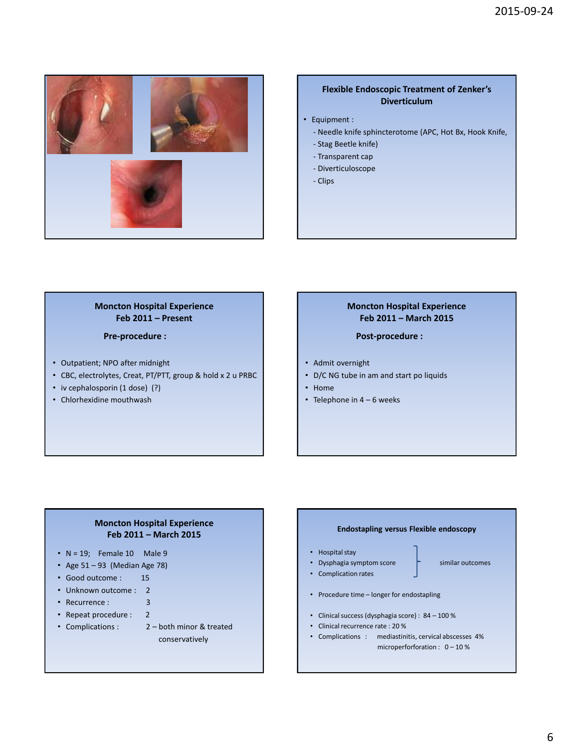## Flexible Endoscopic Treatment of Zenker's Diverticulum

- Equipment :
  - Needle knife sphincterotome (APC, Hot Bx, Hook Knife,
  - Stag Beetle knife)
  - Transparent cap
  - Diverticuloscope
  - Clips

## Moncton Hospital Experience Feb 2011 – Present

**Pre-procedure :**

- Outpatient; NPO after midnight
- CBC, electrolytes, Creat, PT/PTT, group & hold x 2 u PRBC
- iv cephalosporin (1 dose) (?)
- Chlorhexidine mouthwash

## Moncton Hospital Experience Feb 2011 – March 2015

**Post-procedure :**

- Admit overnight
- D/C NG tube in am and start po liquids
- Home
- Telephone in 4 – 6 weeks

## Moncton Hospital Experience Feb 2011 – March 2015

- N = 19; Female 10 Male 9
- Age 51 – 93 (Median Age 78)
- Good outcome : 15
- Unknown outcome : 2
- Recurrence : 3
- Repeat procedure : 2
- Complications : 2 – both minor & treated conservatively

## Endostapling versus Flexible endoscopy

- Hospital stay
- Dysphagia symptom score
- Complication rates

} similar outcomes

- Procedure time – longer for endostapling

- Clinical success (dysphagia score) : 84 – 100 %
- Clinical recurrence rate : 20 %
- Complications : mediastinitis, cervical abscesses 4%
  microperforforation : 0 – 10 %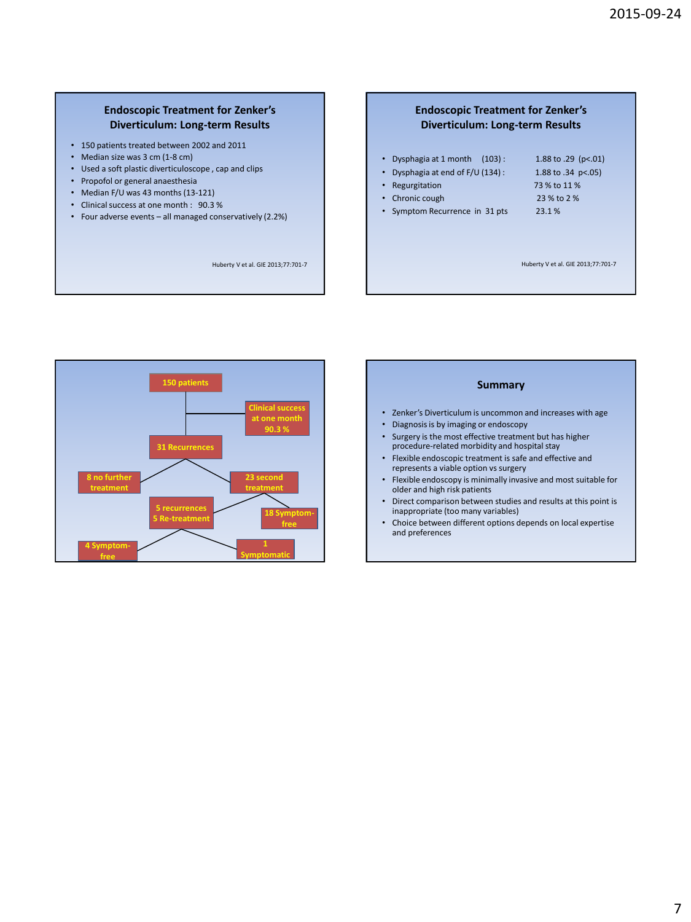## Endoscopic Treatment for Zenker's Diverticulum: Long-term Results

- 150 patients treated between 2002 and 2011
- Median size was 3 cm (1-8 cm)
- Used a soft plastic diverticuloscope , cap and clips
- Propofol or general anaesthesia
- Median F/U was 43 months (13-121)
- Clinical success at one month : 90.3 %
- Four adverse events – all managed conservatively (2.2%)

Huberty V et al. GIE 2013;77:701-7

## Endoscopic Treatment for Zenker's Diverticulum: Long-term Results

- Dysphagia at 1 month (103) : 1.88 to .29 (p<.01)
- Dysphagia at end of F/U (134) : 1.88 to .34 p<.05)
- Regurgitation 73 % to 11 %
- Chronic cough 23 % to 2 %
- Symptom Recurrence in 31 pts 23.1 %

Huberty V et al. GIE 2013;77:701-7

150 patients
Clinical success at one month 90.3 %
31 Recurrences
8 no further treatment
23 second treatment
18 Symptom-free
5 recurrences 5 Re-treatment
4 Symptom-free
1 Symptomatic

## Summary

- Zenker's Diverticulum is uncommon and increases with age
- Diagnosis is by imaging or endoscopy
- Surgery is the most effective treatment but has higher procedure-related morbidity and hospital stay
- Flexible endoscopic treatment is safe and effective and represents a viable option vs surgery
- Flexible endoscopy is minimally invasive and most suitable for older and high risk patients
- Direct comparison between studies and results at this point is inappropriate (too many variables)
- Choice between different options depends on local expertise and preferences